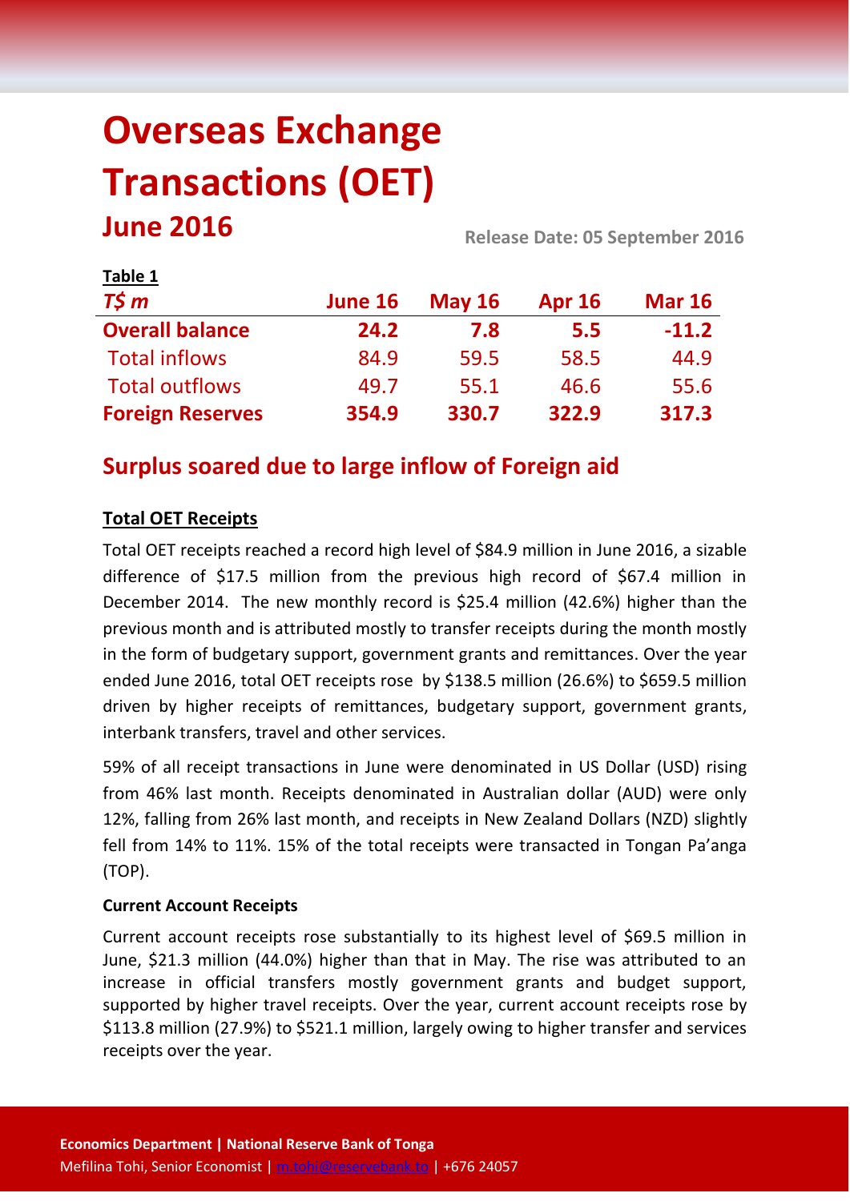# Overseas Exchange Transactions (OET)

## June 2016

Release Date: 05 September 2016

**Table 1**

| *T$ m* | June 16 | May 16 | Apr 16 | Mar 16 |
|---|---|---|---|---|
| **Overall balance** | **24.2** | **7.8** | **5.5** | **-11.2** |
| Total inflows | 84.9 | 59.5 | 58.5 | 44.9 |
| Total outflows | 49.7 | 55.1 | 46.6 | 55.6 |
| **Foreign Reserves** | **354.9** | **330.7** | **322.9** | **317.3** |

## Surplus soared due to large inflow of Foreign aid

### Total OET Receipts

Total OET receipts reached a record high level of $84.9 million in June 2016, a sizable difference of $17.5 million from the previous high record of $67.4 million in December 2014. The new monthly record is $25.4 million (42.6%) higher than the previous month and is attributed mostly to transfer receipts during the month mostly in the form of budgetary support, government grants and remittances. Over the year ended June 2016, total OET receipts rose by $138.5 million (26.6%) to $659.5 million driven by higher receipts of remittances, budgetary support, government grants, interbank transfers, travel and other services.

59% of all receipt transactions in June were denominated in US Dollar (USD) rising from 46% last month. Receipts denominated in Australian dollar (AUD) were only 12%, falling from 26% last month, and receipts in New Zealand Dollars (NZD) slightly fell from 14% to 11%. 15% of the total receipts were transacted in Tongan Pa'anga (TOP).

**Current Account Receipts**

Current account receipts rose substantially to its highest level of $69.5 million in June, $21.3 million (44.0%) higher than that in May. The rise was attributed to an increase in official transfers mostly government grants and budget support, supported by higher travel receipts. Over the year, current account receipts rose by $113.8 million (27.9%) to $521.1 million, largely owing to higher transfer and services receipts over the year.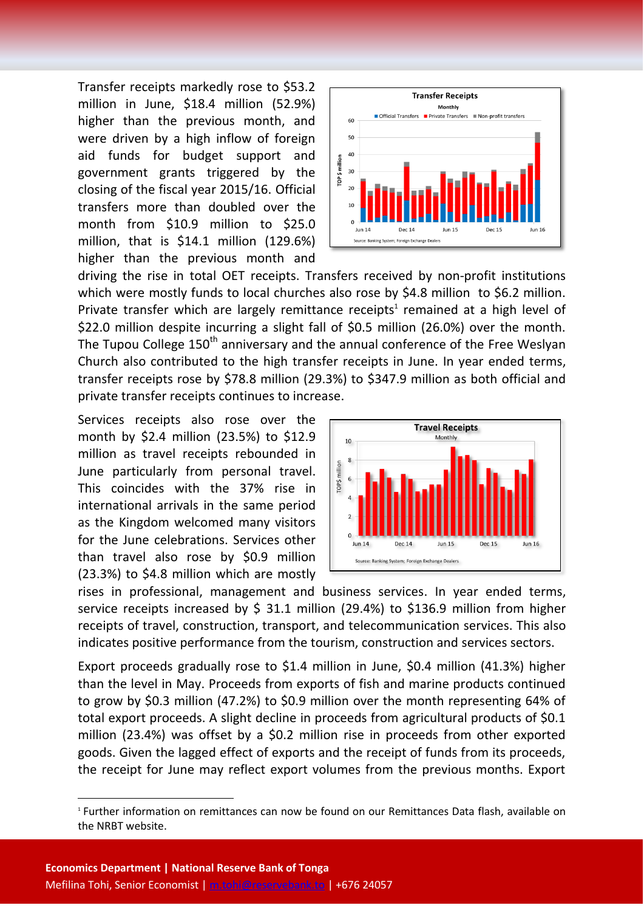Transfer receipts markedly rose to $53.2 million in June, $18.4 million (52.9%) higher than the previous month, and were driven by a high inflow of foreign aid funds for budget support and government grants triggered by the closing of the fiscal year 2015/16. Official transfers more than doubled over the month from $10.9 million to $25.0 million, that is $14.1 million (129.6%) higher than the previous month and driving the rise in total OET receipts. Transfers received by non-profit institutions which were mostly funds to local churches also rose by $4.8 million to $6.2 million. Private transfer which are largely remittance receipts[1] remained at a high level of $22.0 million despite incurring a slight fall of $0.5 million (26.0%) over the month. The Tupou College 150th anniversary and the annual conference of the Free Weslyan Church also contributed to the high transfer receipts in June. In year ended terms, transfer receipts rose by $78.8 million (29.3%) to $347.9 million as both official and private transfer receipts continues to increase.

Services receipts also rose over the month by $2.4 million (23.5%) to $12.9 million as travel receipts rebounded in June particularly from personal travel. This coincides with the 37% rise in international arrivals in the same period as the Kingdom welcomed many visitors for the June celebrations. Services other than travel also rose by $0.9 million (23.3%) to $4.8 million which are mostly rises in professional, management and business services. In year ended terms, service receipts increased by $ 31.1 million (29.4%) to $136.9 million from higher receipts of travel, construction, transport, and telecommunication services. This also indicates positive performance from the tourism, construction and services sectors.

Export proceeds gradually rose to $1.4 million in June, $0.4 million (41.3%) higher than the level in May. Proceeds from exports of fish and marine products continued to grow by $0.3 million (47.2%) to $0.9 million over the month representing 64% of total export proceeds. A slight decline in proceeds from agricultural products of $0.1 million (23.4%) was offset by a $0.2 million rise in proceeds from other exported goods. Given the lagged effect of exports and the receipt of funds from its proceeds, the receipt for June may reflect export volumes from the previous months. Export

[1] Further information on remittances can now be found on our Remittances Data flash, available on the NRBT website.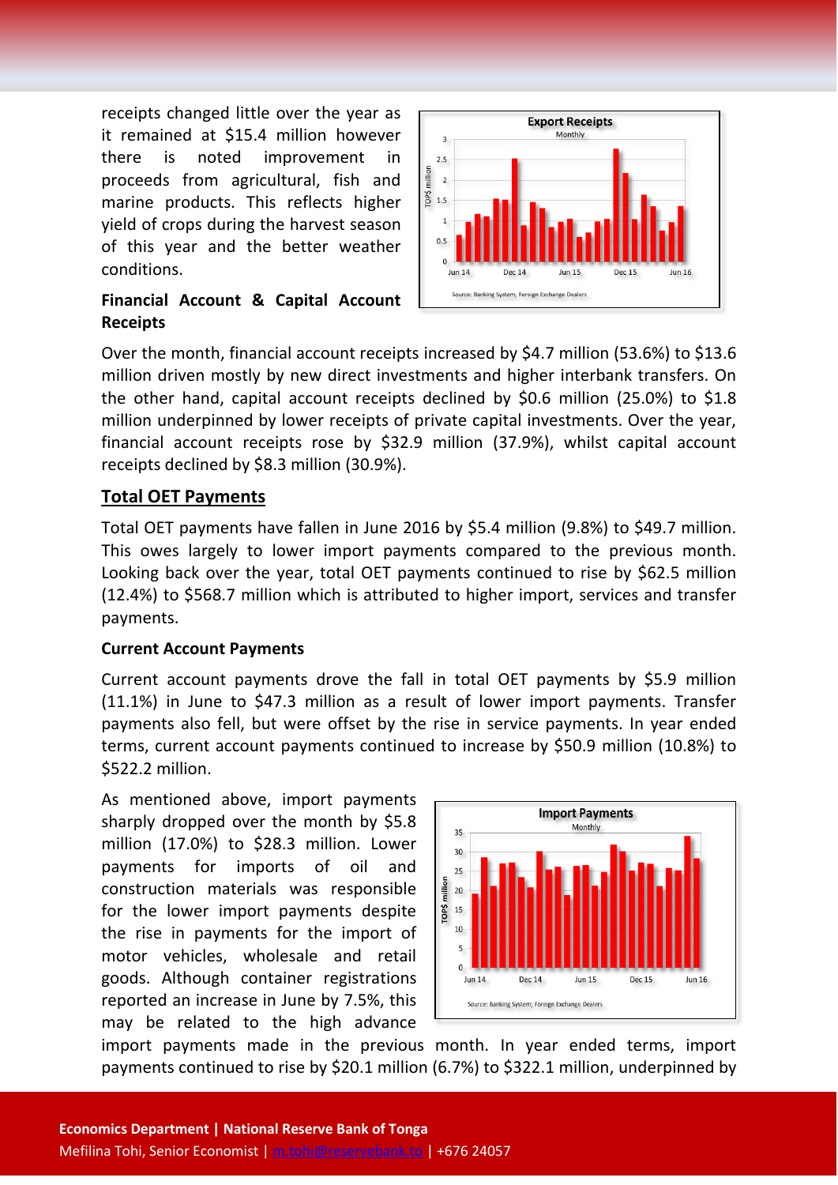receipts changed little over the year as it remained at $15.4 million however there is noted improvement in proceeds from agricultural, fish and marine products. This reflects higher yield of crops during the harvest season of this year and the better weather conditions.

**Export Receipts**
Monthly

Source: Banking System; Foreign Exchange Dealers

**Financial Account & Capital Account Receipts**

Over the month, financial account receipts increased by $4.7 million (53.6%) to $13.6 million driven mostly by new direct investments and higher interbank transfers. On the other hand, capital account receipts declined by $0.6 million (25.0%) to $1.8 million underpinned by lower receipts of private capital investments. Over the year, financial account receipts rose by $32.9 million (37.9%), whilst capital account receipts declined by $8.3 million (30.9%).

## Total OET Payments

Total OET payments have fallen in June 2016 by $5.4 million (9.8%) to $49.7 million. This owes largely to lower import payments compared to the previous month. Looking back over the year, total OET payments continued to rise by $62.5 million (12.4%) to $568.7 million which is attributed to higher import, services and transfer payments.

**Current Account Payments**

Current account payments drove the fall in total OET payments by $5.9 million (11.1%) in June to $47.3 million as a result of lower import payments. Transfer payments also fell, but were offset by the rise in service payments. In year ended terms, current account payments continued to increase by $50.9 million (10.8%) to $522.2 million.

As mentioned above, import payments sharply dropped over the month by $5.8 million (17.0%) to $28.3 million. Lower payments for imports of oil and construction materials was responsible for the lower import payments despite the rise in payments for the import of motor vehicles, wholesale and retail goods. Although container registrations reported an increase in June by 7.5%, this may be related to the high advance import payments made in the previous month. In year ended terms, import payments continued to rise by $20.1 million (6.7%) to $322.1 million, underpinned by

**Import Payments**
Monthly

Source: Banking System; Foreign Exchange Dealers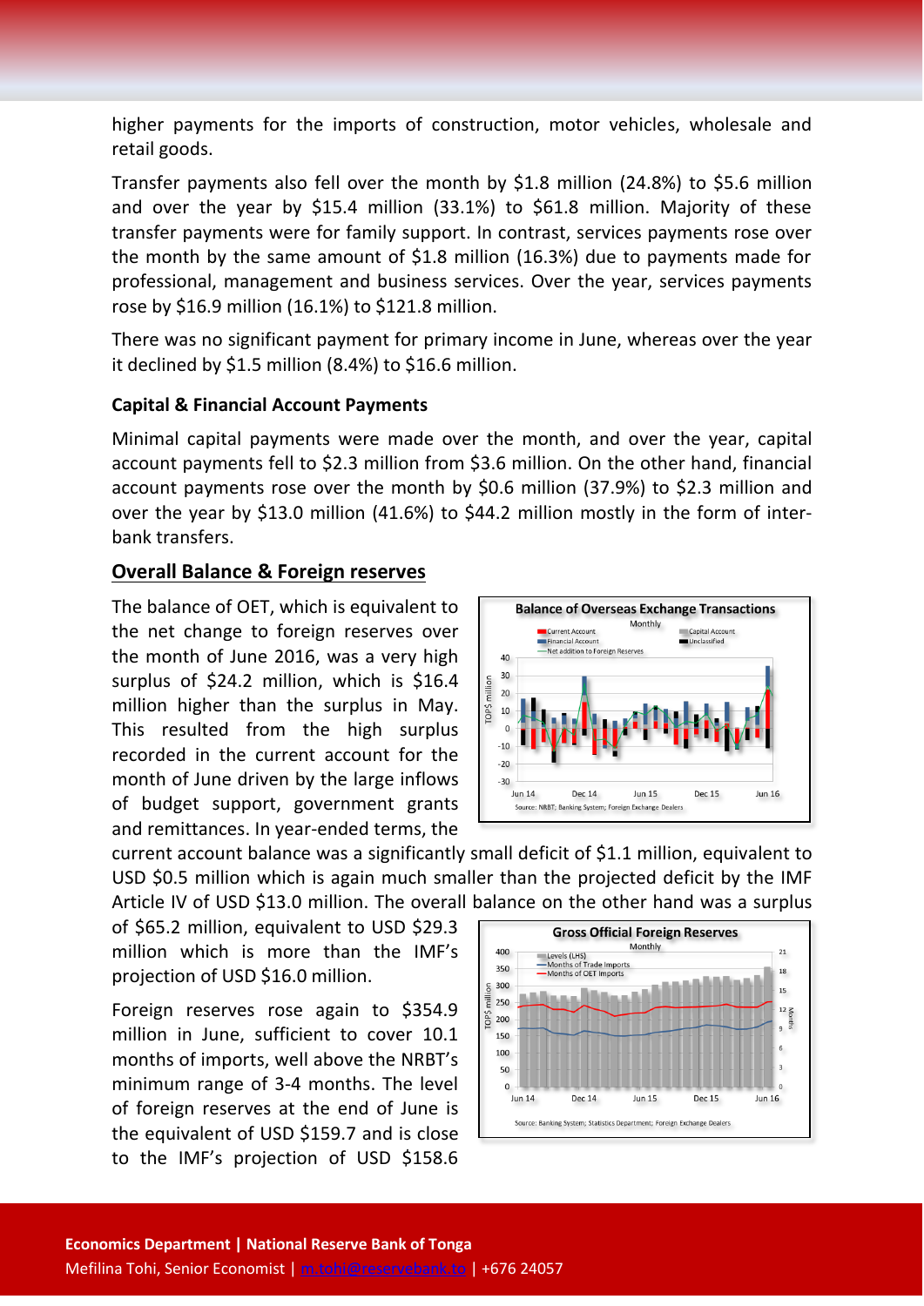higher payments for the imports of construction, motor vehicles, wholesale and retail goods.

Transfer payments also fell over the month by $1.8 million (24.8%) to $5.6 million and over the year by $15.4 million (33.1%) to $61.8 million. Majority of these transfer payments were for family support. In contrast, services payments rose over the month by the same amount of $1.8 million (16.3%) due to payments made for professional, management and business services. Over the year, services payments rose by $16.9 million (16.1%) to $121.8 million.

There was no significant payment for primary income in June, whereas over the year it declined by $1.5 million (8.4%) to $16.6 million.

**Capital & Financial Account Payments**

Minimal capital payments were made over the month, and over the year, capital account payments fell to $2.3 million from $3.6 million. On the other hand, financial account payments rose over the month by $0.6 million (37.9%) to $2.3 million and over the year by $13.0 million (41.6%) to $44.2 million mostly in the form of inter-bank transfers.

## Overall Balance & Foreign reserves

The balance of OET, which is equivalent to the net change to foreign reserves over the month of June 2016, was a very high surplus of $24.2 million, which is $16.4 million higher than the surplus in May. This resulted from the high surplus recorded in the current account for the month of June driven by the large inflows of budget support, government grants and remittances. In year-ended terms, the current account balance was a significantly small deficit of $1.1 million, equivalent to USD $0.5 million which is again much smaller than the projected deficit by the IMF Article IV of USD $13.0 million. The overall balance on the other hand was a surplus of $65.2 million, equivalent to USD $29.3 million which is more than the IMF's projection of USD $16.0 million.

Foreign reserves rose again to $354.9 million in June, sufficient to cover 10.1 months of imports, well above the NRBT's minimum range of 3-4 months. The level of foreign reserves at the end of June is the equivalent of USD $159.7 and is close to the IMF's projection of USD $158.6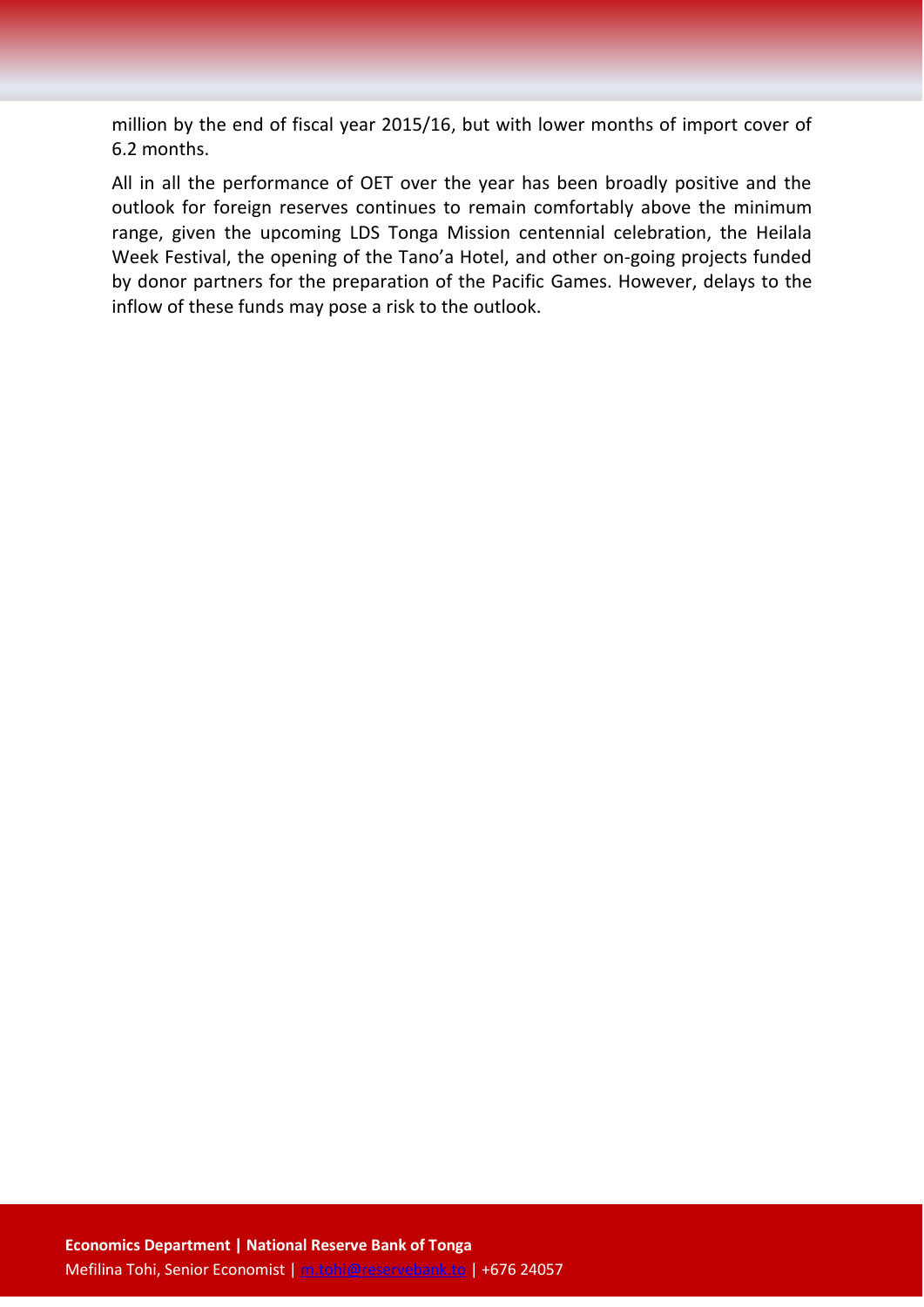million by the end of fiscal year 2015/16, but with lower months of import cover of 6.2 months.

All in all the performance of OET over the year has been broadly positive and the outlook for foreign reserves continues to remain comfortably above the minimum range, given the upcoming LDS Tonga Mission centennial celebration, the Heilala Week Festival, the opening of the Tano'a Hotel, and other on-going projects funded by donor partners for the preparation of the Pacific Games. However, delays to the inflow of these funds may pose a risk to the outlook.

**Economics Department | National Reserve Bank of Tonga**

Mefilina Tohi, Senior Economist | m.tohi@reservebank.to | +676 24057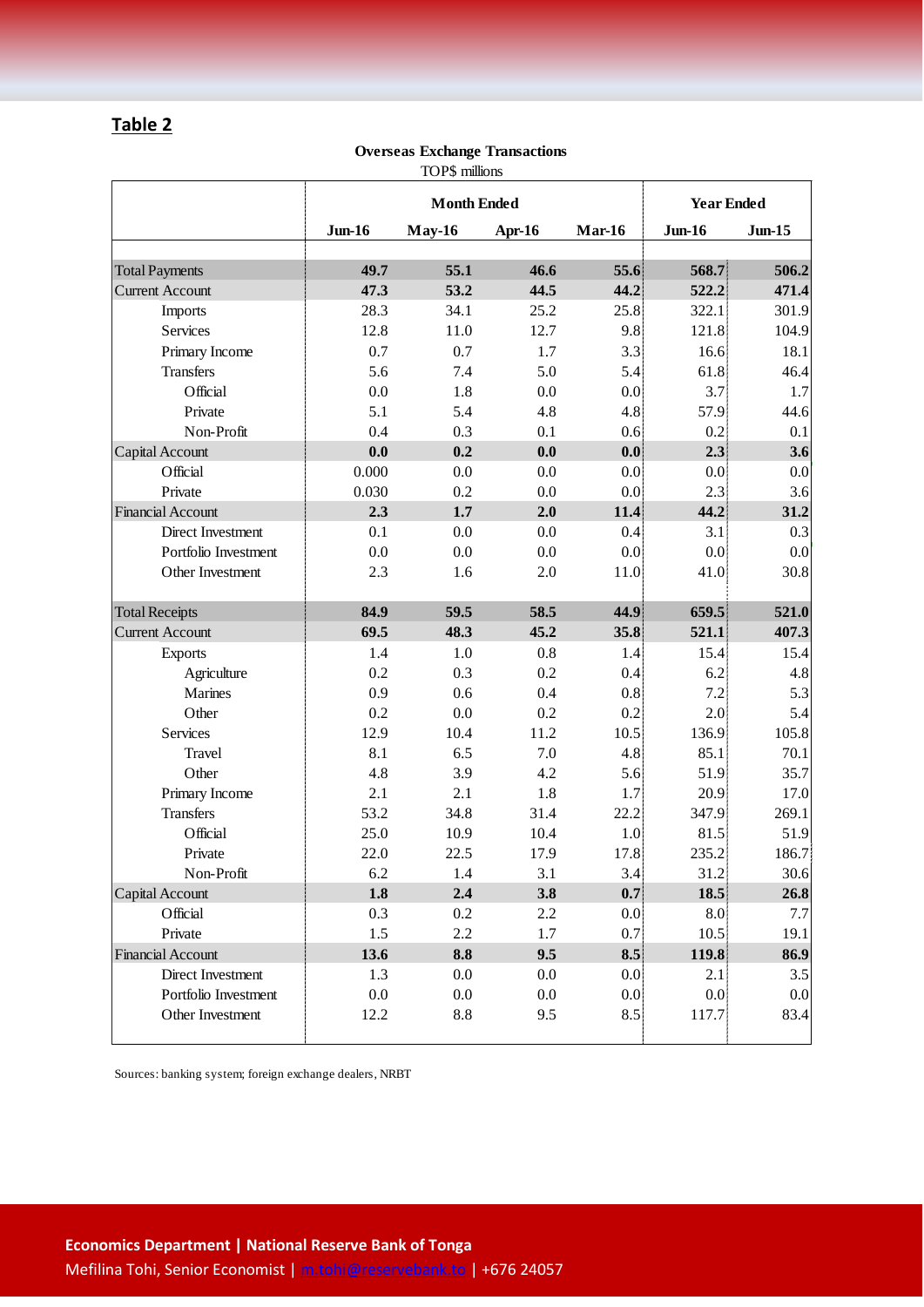## Table 2

**Overseas Exchange Transactions**
TOP$ millions

| | Month Ended | | | | Year Ended | |
|---|---|---|---|---|---|---|
| | **Jun-16** | **May-16** | **Apr-16** | **Mar-16** | **Jun-16** | **Jun-15** |
| Total Payments | **49.7** | **55.1** | **46.6** | **55.6** | **568.7** | **506.2** |
| Current Account | **47.3** | **53.2** | **44.5** | **44.2** | **522.2** | **471.4** |
| Imports | 28.3 | 34.1 | 25.2 | 25.8 | 322.1 | 301.9 |
| Services | 12.8 | 11.0 | 12.7 | 9.8 | 121.8 | 104.9 |
| Primary Income | 0.7 | 0.7 | 1.7 | 3.3 | 16.6 | 18.1 |
| Transfers | 5.6 | 7.4 | 5.0 | 5.4 | 61.8 | 46.4 |
| Official | 0.0 | 1.8 | 0.0 | 0.0 | 3.7 | 1.7 |
| Private | 5.1 | 5.4 | 4.8 | 4.8 | 57.9 | 44.6 |
| Non-Profit | 0.4 | 0.3 | 0.1 | 0.6 | 0.2 | 0.1 |
| Capital Account | **0.0** | **0.2** | **0.0** | **0.0** | **2.3** | **3.6** |
| Official | 0.000 | 0.0 | 0.0 | 0.0 | 0.0 | 0.0 |
| Private | 0.030 | 0.2 | 0.0 | 0.0 | 2.3 | 3.6 |
| Financial Account | **2.3** | **1.7** | **2.0** | **11.4** | **44.2** | **31.2** |
| Direct Investment | 0.1 | 0.0 | 0.0 | 0.4 | 3.1 | 0.3 |
| Portfolio Investment | 0.0 | 0.0 | 0.0 | 0.0 | 0.0 | 0.0 |
| Other Investment | 2.3 | 1.6 | 2.0 | 11.0 | 41.0 | 30.8 |
| Total Receipts | **84.9** | **59.5** | **58.5** | **44.9** | **659.5** | **521.0** |
| Current Account | **69.5** | **48.3** | **45.2** | **35.8** | **521.1** | **407.3** |
| Exports | 1.4 | 1.0 | 0.8 | 1.4 | 15.4 | 15.4 |
| Agriculture | 0.2 | 0.3 | 0.2 | 0.4 | 6.2 | 4.8 |
| Marines | 0.9 | 0.6 | 0.4 | 0.8 | 7.2 | 5.3 |
| Other | 0.2 | 0.0 | 0.2 | 0.2 | 2.0 | 5.4 |
| Services | 12.9 | 10.4 | 11.2 | 10.5 | 136.9 | 105.8 |
| Travel | 8.1 | 6.5 | 7.0 | 4.8 | 85.1 | 70.1 |
| Other | 4.8 | 3.9 | 4.2 | 5.6 | 51.9 | 35.7 |
| Primary Income | 2.1 | 2.1 | 1.8 | 1.7 | 20.9 | 17.0 |
| Transfers | 53.2 | 34.8 | 31.4 | 22.2 | 347.9 | 269.1 |
| Official | 25.0 | 10.9 | 10.4 | 1.0 | 81.5 | 51.9 |
| Private | 22.0 | 22.5 | 17.9 | 17.8 | 235.2 | 186.7 |
| Non-Profit | 6.2 | 1.4 | 3.1 | 3.4 | 31.2 | 30.6 |
| Capital Account | **1.8** | **2.4** | **3.8** | **0.7** | **18.5** | **26.8** |
| Official | 0.3 | 0.2 | 2.2 | 0.0 | 8.0 | 7.7 |
| Private | 1.5 | 2.2 | 1.7 | 0.7 | 10.5 | 19.1 |
| Financial Account | **13.6** | **8.8** | **9.5** | **8.5** | **119.8** | **86.9** |
| Direct Investment | 1.3 | 0.0 | 0.0 | 0.0 | 2.1 | 3.5 |
| Portfolio Investment | 0.0 | 0.0 | 0.0 | 0.0 | 0.0 | 0.0 |
| Other Investment | 12.2 | 8.8 | 9.5 | 8.5 | 117.7 | 83.4 |

Sources: banking system; foreign exchange dealers, NRBT

**Economics Department | National Reserve Bank of Tonga**
Mefilina Tohi, Senior Economist | m.tohi@reservebank.to | +676 24057